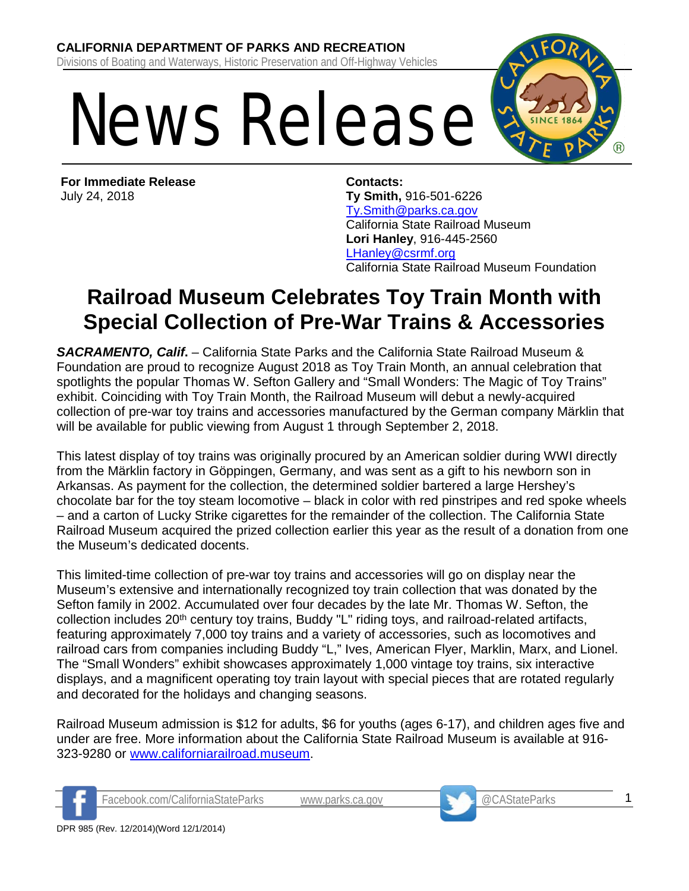**CALIFORNIA DEPARTMENT OF PARKS AND RECREATION**

Divisions of Boating and Waterways, Historic Preservation and Off-Highway Vehicles

# News Release

**For Immediate Release**
July 24, 2018

**Contacts:**
**Ty Smith,** 916-501-6226
Ty.Smith@parks.ca.gov
California State Railroad Museum
**Lori Hanley**, 916-445-2560
LHanley@csrmf.org
California State Railroad Museum Foundation

## Railroad Museum Celebrates Toy Train Month with Special Collection of Pre-War Trains & Accessories

***SACRAMENTO, Calif*****.** – California State Parks and the California State Railroad Museum & Foundation are proud to recognize August 2018 as Toy Train Month, an annual celebration that spotlights the popular Thomas W. Sefton Gallery and "Small Wonders: The Magic of Toy Trains" exhibit. Coinciding with Toy Train Month, the Railroad Museum will debut a newly-acquired collection of pre-war toy trains and accessories manufactured by the German company Märklin that will be available for public viewing from August 1 through September 2, 2018.

This latest display of toy trains was originally procured by an American soldier during WWI directly from the Märklin factory in Göppingen, Germany, and was sent as a gift to his newborn son in Arkansas. As payment for the collection, the determined soldier bartered a large Hershey's chocolate bar for the toy steam locomotive – black in color with red pinstripes and red spoke wheels – and a carton of Lucky Strike cigarettes for the remainder of the collection. The California State Railroad Museum acquired the prized collection earlier this year as the result of a donation from one the Museum's dedicated docents.

This limited-time collection of pre-war toy trains and accessories will go on display near the Museum's extensive and internationally recognized toy train collection that was donated by the Sefton family in 2002. Accumulated over four decades by the late Mr. Thomas W. Sefton, the collection includes 20th century toy trains, Buddy "L" riding toys, and railroad-related artifacts, featuring approximately 7,000 toy trains and a variety of accessories, such as locomotives and railroad cars from companies including Buddy "L," Ives, American Flyer, Marklin, Marx, and Lionel. The "Small Wonders" exhibit showcases approximately 1,000 vintage toy trains, six interactive displays, and a magnificent operating toy train layout with special pieces that are rotated regularly and decorated for the holidays and changing seasons.

Railroad Museum admission is $12 for adults, $6 for youths (ages 6-17), and children ages five and under are free. More information about the California State Railroad Museum is available at 916-323-9280 or www.californiarailroad.museum.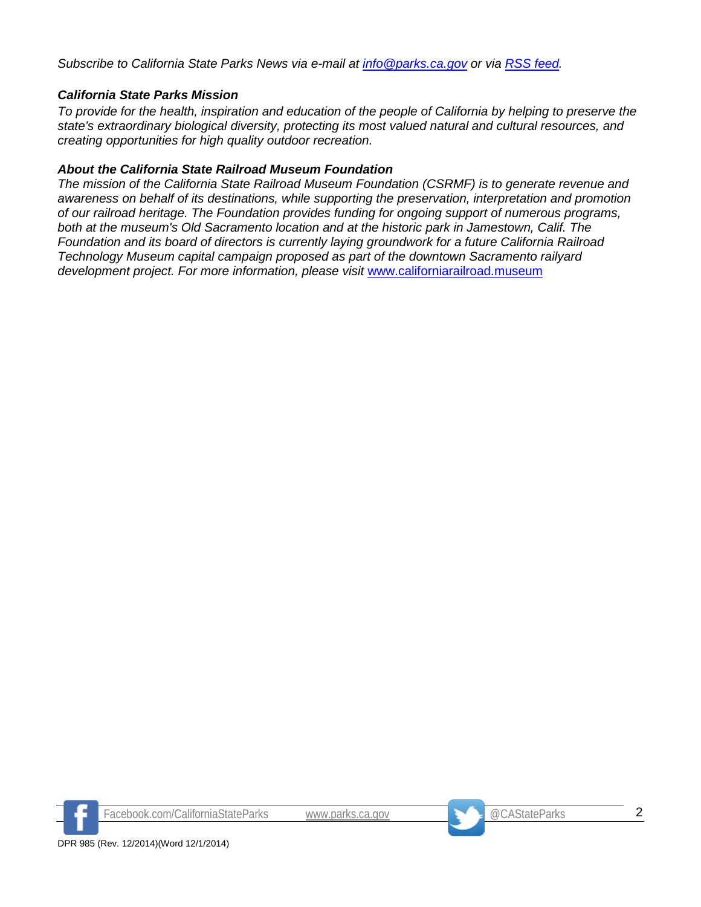*Subscribe to California State Parks News via e-mail at info@parks.ca.gov or via RSS feed.*

***California State Parks Mission***

*To provide for the health, inspiration and education of the people of California by helping to preserve the state's extraordinary biological diversity, protecting its most valued natural and cultural resources, and creating opportunities for high quality outdoor recreation.*

***About the California State Railroad Museum Foundation***

*The mission of the California State Railroad Museum Foundation (CSRMF) is to generate revenue and awareness on behalf of its destinations, while supporting the preservation, interpretation and promotion of our railroad heritage. The Foundation provides funding for ongoing support of numerous programs, both at the museum's Old Sacramento location and at the historic park in Jamestown, Calif. The Foundation and its board of directors is currently laying groundwork for a future California Railroad Technology Museum capital campaign proposed as part of the downtown Sacramento railyard development project. For more information, please visit* www.californiarailroad.museum

Facebook.com/CaliforniaStateParks www.parks.ca.gov @CAStateParks

DPR 985 (Rev. 12/2014)(Word 12/1/2014)